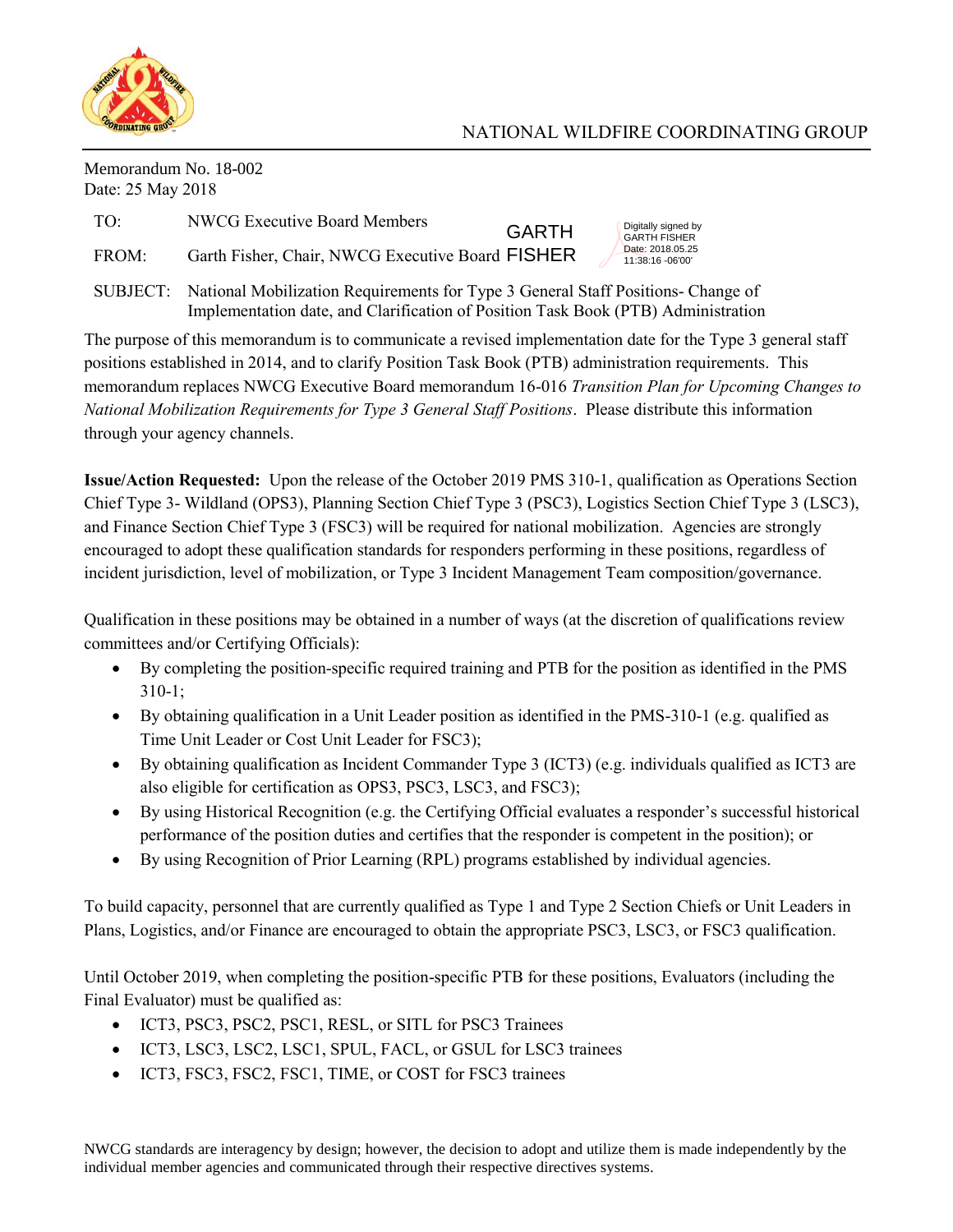NATIONAL WILDFIRE COORDINATING GROUP

Memorandum No. 18-002
Date: 25 May 2018

TO: NWCG Executive Board Members

FROM: Garth Fisher, Chair, NWCG Executive Board GARTH FISHER

Digitally signed by GARTH FISHER
Date: 2018.05.25 11:38:16 -06'00'

SUBJECT: National Mobilization Requirements for Type 3 General Staff Positions- Change of Implementation date, and Clarification of Position Task Book (PTB) Administration

The purpose of this memorandum is to communicate a revised implementation date for the Type 3 general staff positions established in 2014, and to clarify Position Task Book (PTB) administration requirements. This memorandum replaces NWCG Executive Board memorandum 16-016 *Transition Plan for Upcoming Changes to National Mobilization Requirements for Type 3 General Staff Positions*. Please distribute this information through your agency channels.

**Issue/Action Requested:** Upon the release of the October 2019 PMS 310-1, qualification as Operations Section Chief Type 3- Wildland (OPS3), Planning Section Chief Type 3 (PSC3), Logistics Section Chief Type 3 (LSC3), and Finance Section Chief Type 3 (FSC3) will be required for national mobilization. Agencies are strongly encouraged to adopt these qualification standards for responders performing in these positions, regardless of incident jurisdiction, level of mobilization, or Type 3 Incident Management Team composition/governance.

Qualification in these positions may be obtained in a number of ways (at the discretion of qualifications review committees and/or Certifying Officials):

- By completing the position-specific required training and PTB for the position as identified in the PMS 310-1;
- By obtaining qualification in a Unit Leader position as identified in the PMS-310-1 (e.g. qualified as Time Unit Leader or Cost Unit Leader for FSC3);
- By obtaining qualification as Incident Commander Type 3 (ICT3) (e.g. individuals qualified as ICT3 are also eligible for certification as OPS3, PSC3, LSC3, and FSC3);
- By using Historical Recognition (e.g. the Certifying Official evaluates a responder's successful historical performance of the position duties and certifies that the responder is competent in the position); or
- By using Recognition of Prior Learning (RPL) programs established by individual agencies.

To build capacity, personnel that are currently qualified as Type 1 and Type 2 Section Chiefs or Unit Leaders in Plans, Logistics, and/or Finance are encouraged to obtain the appropriate PSC3, LSC3, or FSC3 qualification.

Until October 2019, when completing the position-specific PTB for these positions, Evaluators (including the Final Evaluator) must be qualified as:

- ICT3, PSC3, PSC2, PSC1, RESL, or SITL for PSC3 Trainees
- ICT3, LSC3, LSC2, LSC1, SPUL, FACL, or GSUL for LSC3 trainees
- ICT3, FSC3, FSC2, FSC1, TIME, or COST for FSC3 trainees

NWCG standards are interagency by design; however, the decision to adopt and utilize them is made independently by the individual member agencies and communicated through their respective directives systems.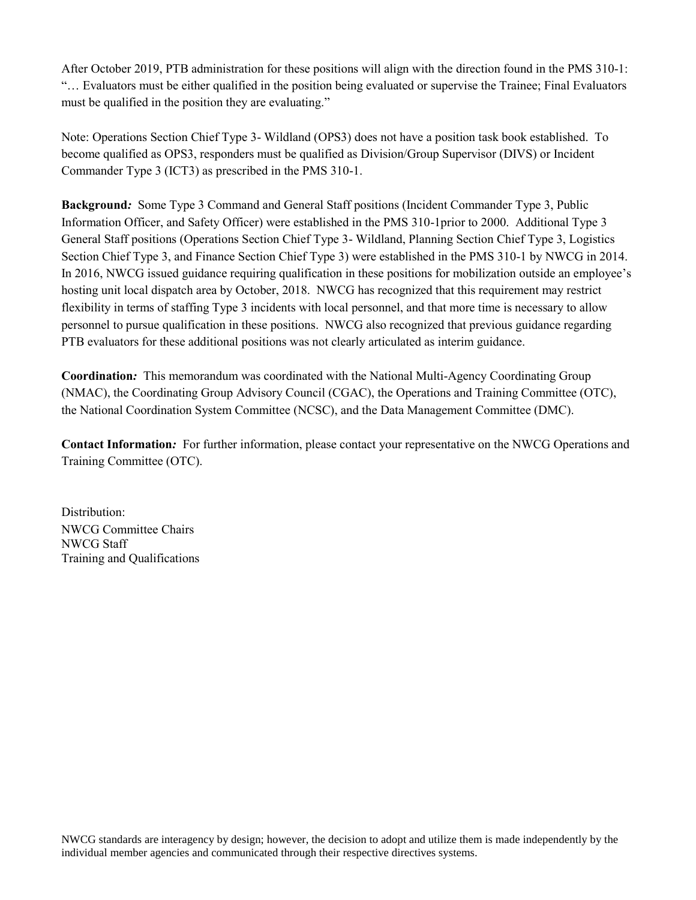After October 2019, PTB administration for these positions will align with the direction found in the PMS 310-1: "… Evaluators must be either qualified in the position being evaluated or supervise the Trainee; Final Evaluators must be qualified in the position they are evaluating."

Note: Operations Section Chief Type 3- Wildland (OPS3) does not have a position task book established. To become qualified as OPS3, responders must be qualified as Division/Group Supervisor (DIVS) or Incident Commander Type 3 (ICT3) as prescribed in the PMS 310-1.

**Background*:*** Some Type 3 Command and General Staff positions (Incident Commander Type 3, Public Information Officer, and Safety Officer) were established in the PMS 310-1prior to 2000. Additional Type 3 General Staff positions (Operations Section Chief Type 3- Wildland, Planning Section Chief Type 3, Logistics Section Chief Type 3, and Finance Section Chief Type 3) were established in the PMS 310-1 by NWCG in 2014. In 2016, NWCG issued guidance requiring qualification in these positions for mobilization outside an employee's hosting unit local dispatch area by October, 2018. NWCG has recognized that this requirement may restrict flexibility in terms of staffing Type 3 incidents with local personnel, and that more time is necessary to allow personnel to pursue qualification in these positions. NWCG also recognized that previous guidance regarding PTB evaluators for these additional positions was not clearly articulated as interim guidance.

**Coordination*:*** This memorandum was coordinated with the National Multi-Agency Coordinating Group (NMAC), the Coordinating Group Advisory Council (CGAC), the Operations and Training Committee (OTC), the National Coordination System Committee (NCSC), and the Data Management Committee (DMC).

**Contact Information*:*** For further information, please contact your representative on the NWCG Operations and Training Committee (OTC).

Distribution:
NWCG Committee Chairs
NWCG Staff
Training and Qualifications

NWCG standards are interagency by design; however, the decision to adopt and utilize them is made independently by the individual member agencies and communicated through their respective directives systems.